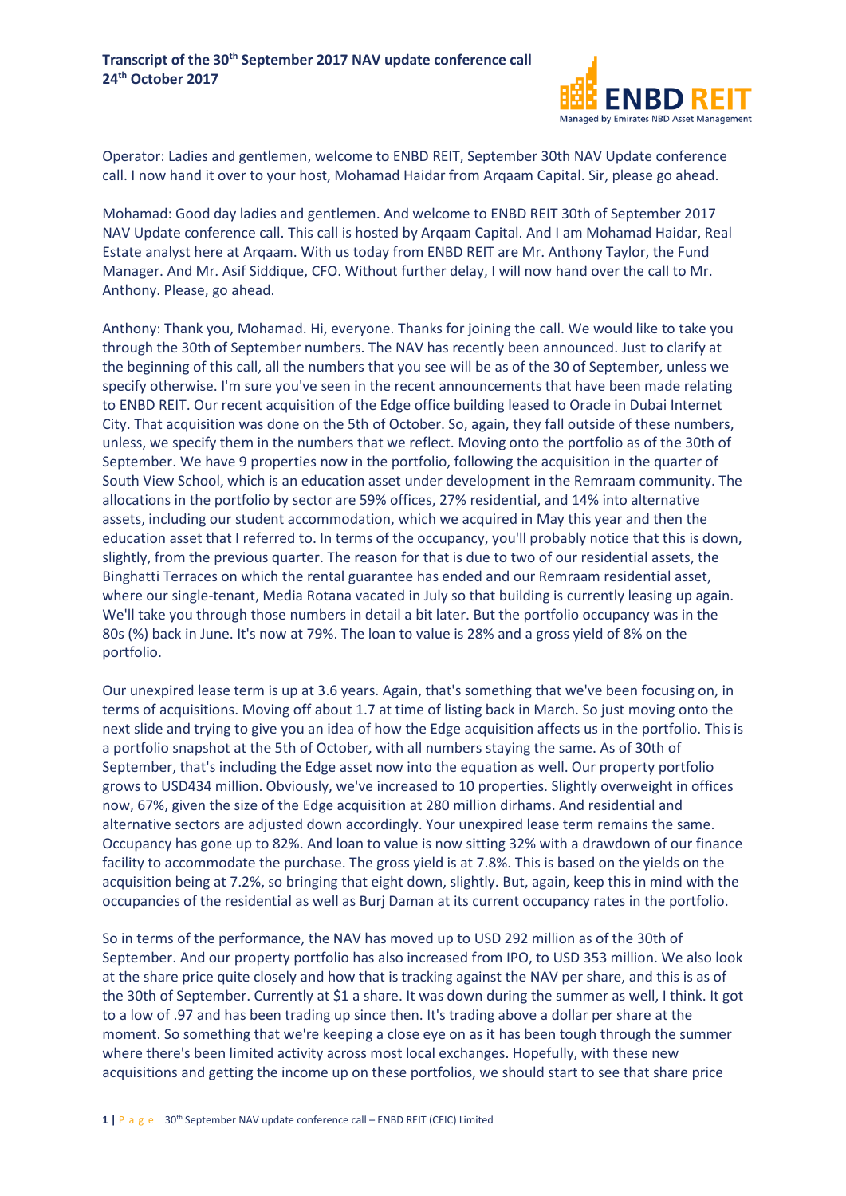**Transcript of the 30th September 2017 NAV update conference call**
**24th October 2017**

Operator: Ladies and gentlemen, welcome to ENBD REIT, September 30th NAV Update conference call. I now hand it over to your host, Mohamad Haidar from Arqaam Capital. Sir, please go ahead.

Mohamad: Good day ladies and gentlemen. And welcome to ENBD REIT 30th of September 2017 NAV Update conference call. This call is hosted by Arqaam Capital. And I am Mohamad Haidar, Real Estate analyst here at Arqaam. With us today from ENBD REIT are Mr. Anthony Taylor, the Fund Manager. And Mr. Asif Siddique, CFO. Without further delay, I will now hand over the call to Mr. Anthony. Please, go ahead.

Anthony: Thank you, Mohamad. Hi, everyone. Thanks for joining the call. We would like to take you through the 30th of September numbers. The NAV has recently been announced. Just to clarify at the beginning of this call, all the numbers that you see will be as of the 30 of September, unless we specify otherwise. I'm sure you've seen in the recent announcements that have been made relating to ENBD REIT. Our recent acquisition of the Edge office building leased to Oracle in Dubai Internet City. That acquisition was done on the 5th of October. So, again, they fall outside of these numbers, unless, we specify them in the numbers that we reflect. Moving onto the portfolio as of the 30th of September. We have 9 properties now in the portfolio, following the acquisition in the quarter of South View School, which is an education asset under development in the Remraam community. The allocations in the portfolio by sector are 59% offices, 27% residential, and 14% into alternative assets, including our student accommodation, which we acquired in May this year and then the education asset that I referred to. In terms of the occupancy, you'll probably notice that this is down, slightly, from the previous quarter. The reason for that is due to two of our residential assets, the Binghatti Terraces on which the rental guarantee has ended and our Remraam residential asset, where our single-tenant, Media Rotana vacated in July so that building is currently leasing up again. We'll take you through those numbers in detail a bit later. But the portfolio occupancy was in the 80s (%) back in June. It's now at 79%. The loan to value is 28% and a gross yield of 8% on the portfolio.

Our unexpired lease term is up at 3.6 years. Again, that's something that we've been focusing on, in terms of acquisitions. Moving off about 1.7 at time of listing back in March. So just moving onto the next slide and trying to give you an idea of how the Edge acquisition affects us in the portfolio. This is a portfolio snapshot at the 5th of October, with all numbers staying the same. As of 30th of September, that's including the Edge asset now into the equation as well. Our property portfolio grows to USD434 million. Obviously, we've increased to 10 properties. Slightly overweight in offices now, 67%, given the size of the Edge acquisition at 280 million dirhams. And residential and alternative sectors are adjusted down accordingly. Your unexpired lease term remains the same. Occupancy has gone up to 82%. And loan to value is now sitting 32% with a drawdown of our finance facility to accommodate the purchase. The gross yield is at 7.8%. This is based on the yields on the acquisition being at 7.2%, so bringing that eight down, slightly. But, again, keep this in mind with the occupancies of the residential as well as Burj Daman at its current occupancy rates in the portfolio.

So in terms of the performance, the NAV has moved up to USD 292 million as of the 30th of September. And our property portfolio has also increased from IPO, to USD 353 million. We also look at the share price quite closely and how that is tracking against the NAV per share, and this is as of the 30th of September. Currently at $1 a share. It was down during the summer as well, I think. It got to a low of .97 and has been trading up since then. It's trading above a dollar per share at the moment. So something that we're keeping a close eye on as it has been tough through the summer where there's been limited activity across most local exchanges. Hopefully, with these new acquisitions and getting the income up on these portfolios, we should start to see that share price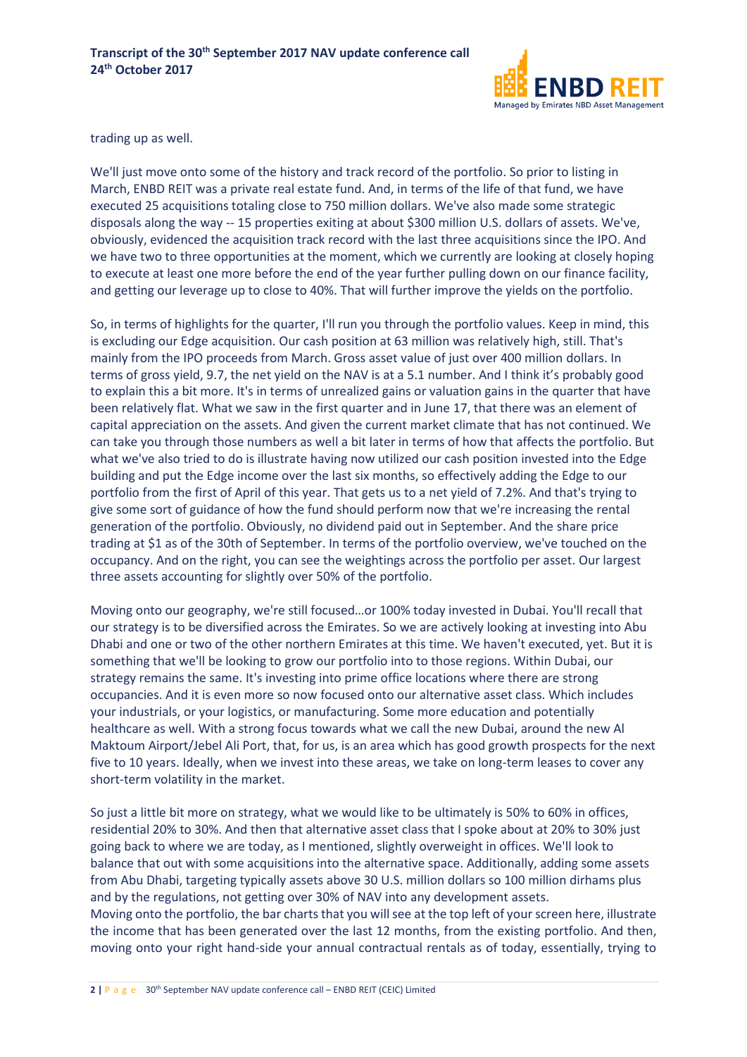trading up as well.

We'll just move onto some of the history and track record of the portfolio. So prior to listing in March, ENBD REIT was a private real estate fund. And, in terms of the life of that fund, we have executed 25 acquisitions totaling close to 750 million dollars. We've also made some strategic disposals along the way -- 15 properties exiting at about $300 million U.S. dollars of assets. We've, obviously, evidenced the acquisition track record with the last three acquisitions since the IPO. And we have two to three opportunities at the moment, which we currently are looking at closely hoping to execute at least one more before the end of the year further pulling down on our finance facility, and getting our leverage up to close to 40%. That will further improve the yields on the portfolio.

So, in terms of highlights for the quarter, I'll run you through the portfolio values. Keep in mind, this is excluding our Edge acquisition. Our cash position at 63 million was relatively high, still. That's mainly from the IPO proceeds from March. Gross asset value of just over 400 million dollars. In terms of gross yield, 9.7, the net yield on the NAV is at a 5.1 number. And I think it's probably good to explain this a bit more. It's in terms of unrealized gains or valuation gains in the quarter that have been relatively flat. What we saw in the first quarter and in June 17, that there was an element of capital appreciation on the assets. And given the current market climate that has not continued. We can take you through those numbers as well a bit later in terms of how that affects the portfolio. But what we've also tried to do is illustrate having now utilized our cash position invested into the Edge building and put the Edge income over the last six months, so effectively adding the Edge to our portfolio from the first of April of this year. That gets us to a net yield of 7.2%. And that's trying to give some sort of guidance of how the fund should perform now that we're increasing the rental generation of the portfolio. Obviously, no dividend paid out in September. And the share price trading at $1 as of the 30th of September. In terms of the portfolio overview, we've touched on the occupancy. And on the right, you can see the weightings across the portfolio per asset. Our largest three assets accounting for slightly over 50% of the portfolio.

Moving onto our geography, we're still focused…or 100% today invested in Dubai. You'll recall that our strategy is to be diversified across the Emirates. So we are actively looking at investing into Abu Dhabi and one or two of the other northern Emirates at this time. We haven't executed, yet. But it is something that we'll be looking to grow our portfolio into to those regions. Within Dubai, our strategy remains the same. It's investing into prime office locations where there are strong occupancies. And it is even more so now focused onto our alternative asset class. Which includes your industrials, or your logistics, or manufacturing. Some more education and potentially healthcare as well. With a strong focus towards what we call the new Dubai, around the new Al Maktoum Airport/Jebel Ali Port, that, for us, is an area which has good growth prospects for the next five to 10 years. Ideally, when we invest into these areas, we take on long-term leases to cover any short-term volatility in the market.

So just a little bit more on strategy, what we would like to be ultimately is 50% to 60% in offices, residential 20% to 30%. And then that alternative asset class that I spoke about at 20% to 30% just going back to where we are today, as I mentioned, slightly overweight in offices. We'll look to balance that out with some acquisitions into the alternative space. Additionally, adding some assets from Abu Dhabi, targeting typically assets above 30 U.S. million dollars so 100 million dirhams plus and by the regulations, not getting over 30% of NAV into any development assets.

Moving onto the portfolio, the bar charts that you will see at the top left of your screen here, illustrate the income that has been generated over the last 12 months, from the existing portfolio. And then, moving onto your right hand-side your annual contractual rentals as of today, essentially, trying to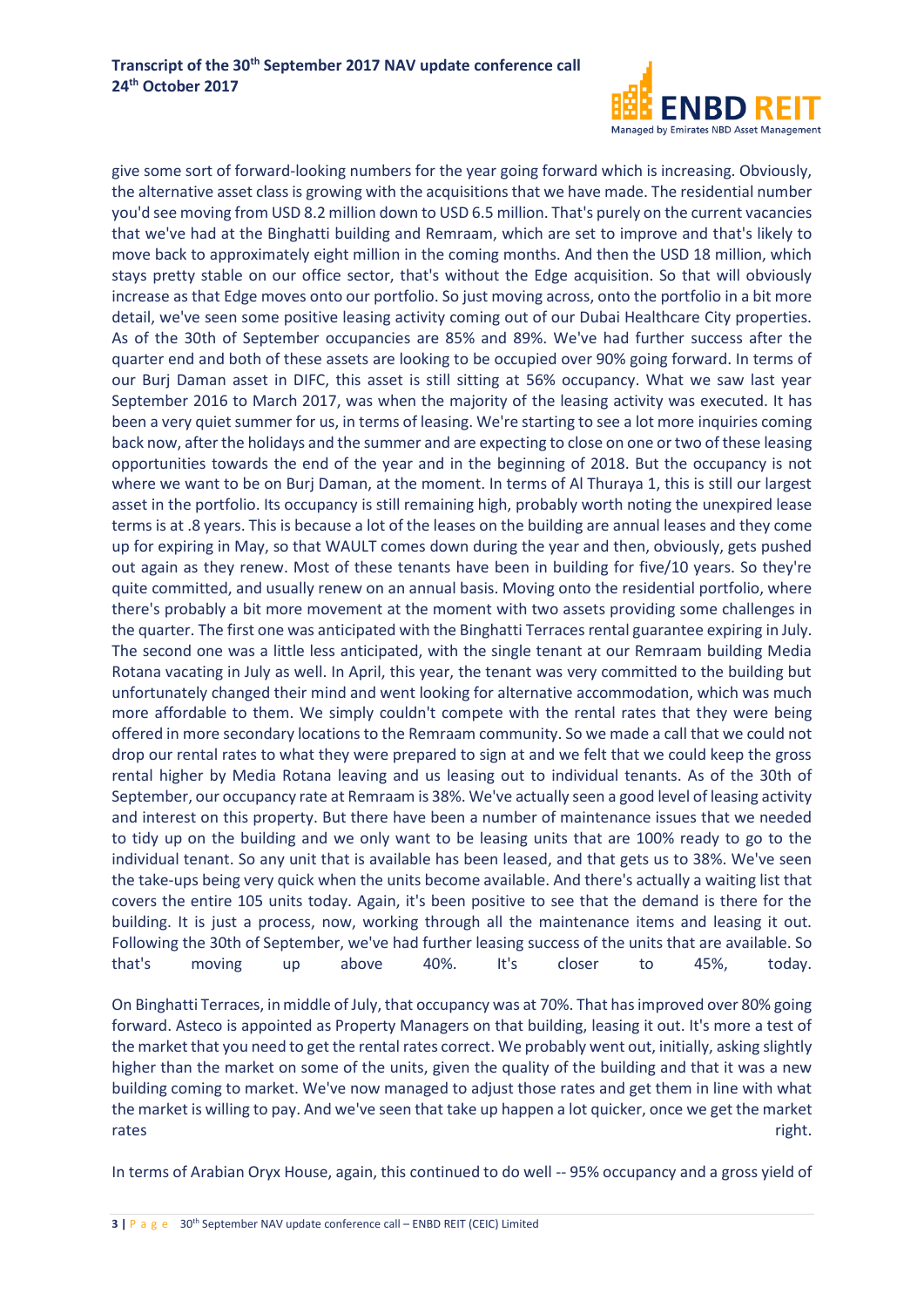give some sort of forward-looking numbers for the year going forward which is increasing. Obviously, the alternative asset class is growing with the acquisitions that we have made. The residential number you'd see moving from USD 8.2 million down to USD 6.5 million. That's purely on the current vacancies that we've had at the Binghatti building and Remraam, which are set to improve and that's likely to move back to approximately eight million in the coming months. And then the USD 18 million, which stays pretty stable on our office sector, that's without the Edge acquisition. So that will obviously increase as that Edge moves onto our portfolio. So just moving across, onto the portfolio in a bit more detail, we've seen some positive leasing activity coming out of our Dubai Healthcare City properties. As of the 30th of September occupancies are 85% and 89%. We've had further success after the quarter end and both of these assets are looking to be occupied over 90% going forward. In terms of our Burj Daman asset in DIFC, this asset is still sitting at 56% occupancy. What we saw last year September 2016 to March 2017, was when the majority of the leasing activity was executed. It has been a very quiet summer for us, in terms of leasing. We're starting to see a lot more inquiries coming back now, after the holidays and the summer and are expecting to close on one or two of these leasing opportunities towards the end of the year and in the beginning of 2018. But the occupancy is not where we want to be on Burj Daman, at the moment. In terms of Al Thuraya 1, this is still our largest asset in the portfolio. Its occupancy is still remaining high, probably worth noting the unexpired lease terms is at .8 years. This is because a lot of the leases on the building are annual leases and they come up for expiring in May, so that WAULT comes down during the year and then, obviously, gets pushed out again as they renew. Most of these tenants have been in building for five/10 years. So they're quite committed, and usually renew on an annual basis. Moving onto the residential portfolio, where there's probably a bit more movement at the moment with two assets providing some challenges in the quarter. The first one was anticipated with the Binghatti Terraces rental guarantee expiring in July. The second one was a little less anticipated, with the single tenant at our Remraam building Media Rotana vacating in July as well. In April, this year, the tenant was very committed to the building but unfortunately changed their mind and went looking for alternative accommodation, which was much more affordable to them. We simply couldn't compete with the rental rates that they were being offered in more secondary locations to the Remraam community. So we made a call that we could not drop our rental rates to what they were prepared to sign at and we felt that we could keep the gross rental higher by Media Rotana leaving and us leasing out to individual tenants. As of the 30th of September, our occupancy rate at Remraam is 38%. We've actually seen a good level of leasing activity and interest on this property. But there have been a number of maintenance issues that we needed to tidy up on the building and we only want to be leasing units that are 100% ready to go to the individual tenant. So any unit that is available has been leased, and that gets us to 38%. We've seen the take-ups being very quick when the units become available. And there's actually a waiting list that covers the entire 105 units today. Again, it's been positive to see that the demand is there for the building. It is just a process, now, working through all the maintenance items and leasing it out. Following the 30th of September, we've had further leasing success of the units that are available. So that's moving up above 40%. It's closer to 45%, today.

On Binghatti Terraces, in middle of July, that occupancy was at 70%. That has improved over 80% going forward. Asteco is appointed as Property Managers on that building, leasing it out. It's more a test of the market that you need to get the rental rates correct. We probably went out, initially, asking slightly higher than the market on some of the units, given the quality of the building and that it was a new building coming to market. We've now managed to adjust those rates and get them in line with what the market is willing to pay. And we've seen that take up happen a lot quicker, once we get the market rates right.

In terms of Arabian Oryx House, again, this continued to do well -- 95% occupancy and a gross yield of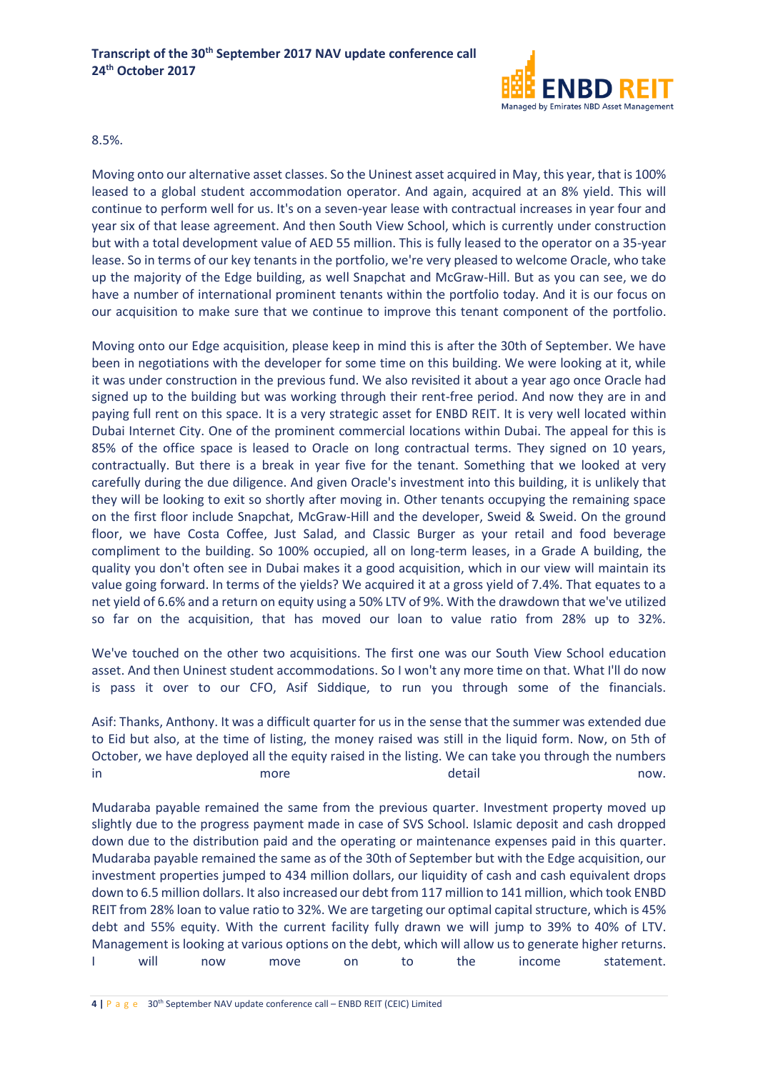8.5%.

Moving onto our alternative asset classes. So the Uninest asset acquired in May, this year, that is 100% leased to a global student accommodation operator. And again, acquired at an 8% yield. This will continue to perform well for us. It's on a seven-year lease with contractual increases in year four and year six of that lease agreement. And then South View School, which is currently under construction but with a total development value of AED 55 million. This is fully leased to the operator on a 35-year lease. So in terms of our key tenants in the portfolio, we're very pleased to welcome Oracle, who take up the majority of the Edge building, as well Snapchat and McGraw-Hill. But as you can see, we do have a number of international prominent tenants within the portfolio today. And it is our focus on our acquisition to make sure that we continue to improve this tenant component of the portfolio.

Moving onto our Edge acquisition, please keep in mind this is after the 30th of September. We have been in negotiations with the developer for some time on this building. We were looking at it, while it was under construction in the previous fund. We also revisited it about a year ago once Oracle had signed up to the building but was working through their rent-free period. And now they are in and paying full rent on this space. It is a very strategic asset for ENBD REIT. It is very well located within Dubai Internet City. One of the prominent commercial locations within Dubai. The appeal for this is 85% of the office space is leased to Oracle on long contractual terms. They signed on 10 years, contractually. But there is a break in year five for the tenant. Something that we looked at very carefully during the due diligence. And given Oracle's investment into this building, it is unlikely that they will be looking to exit so shortly after moving in. Other tenants occupying the remaining space on the first floor include Snapchat, McGraw-Hill and the developer, Sweid & Sweid. On the ground floor, we have Costa Coffee, Just Salad, and Classic Burger as your retail and food beverage compliment to the building. So 100% occupied, all on long-term leases, in a Grade A building, the quality you don't often see in Dubai makes it a good acquisition, which in our view will maintain its value going forward. In terms of the yields? We acquired it at a gross yield of 7.4%. That equates to a net yield of 6.6% and a return on equity using a 50% LTV of 9%. With the drawdown that we've utilized so far on the acquisition, that has moved our loan to value ratio from 28% up to 32%.

We've touched on the other two acquisitions. The first one was our South View School education asset. And then Uninest student accommodations. So I won't any more time on that. What I'll do now is pass it over to our CFO, Asif Siddique, to run you through some of the financials.

Asif: Thanks, Anthony. It was a difficult quarter for us in the sense that the summer was extended due to Eid but also, at the time of listing, the money raised was still in the liquid form. Now, on 5th of October, we have deployed all the equity raised in the listing. We can take you through the numbers in more detail now.

Mudaraba payable remained the same from the previous quarter. Investment property moved up slightly due to the progress payment made in case of SVS School. Islamic deposit and cash dropped down due to the distribution paid and the operating or maintenance expenses paid in this quarter. Mudaraba payable remained the same as of the 30th of September but with the Edge acquisition, our investment properties jumped to 434 million dollars, our liquidity of cash and cash equivalent drops down to 6.5 million dollars. It also increased our debt from 117 million to 141 million, which took ENBD REIT from 28% loan to value ratio to 32%. We are targeting our optimal capital structure, which is 45% debt and 55% equity. With the current facility fully drawn we will jump to 39% to 40% of LTV. Management is looking at various options on the debt, which will allow us to generate higher returns. I will now move on to the income statement.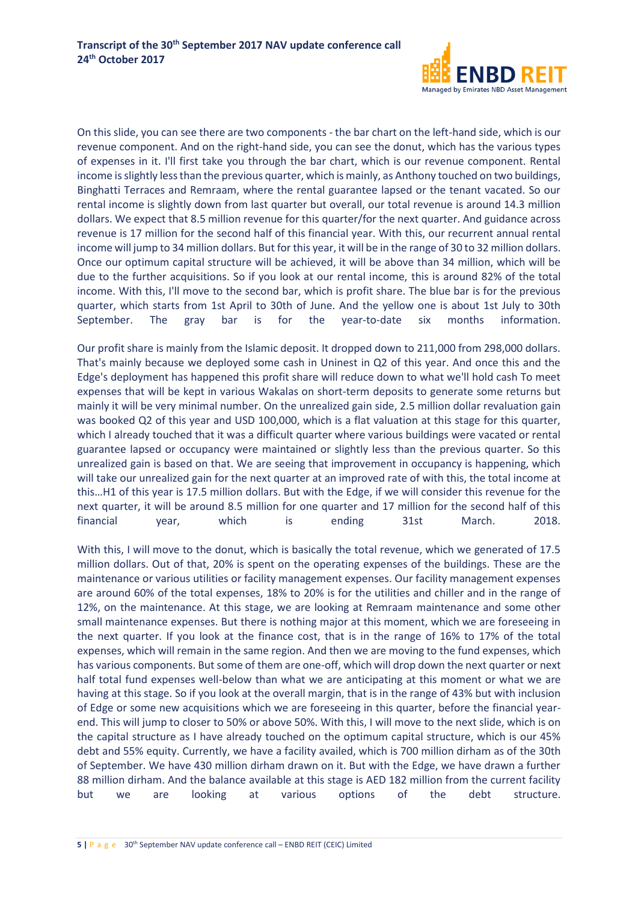On this slide, you can see there are two components - the bar chart on the left-hand side, which is our revenue component. And on the right-hand side, you can see the donut, which has the various types of expenses in it. I'll first take you through the bar chart, which is our revenue component. Rental income is slightly less than the previous quarter, which is mainly, as Anthony touched on two buildings, Binghatti Terraces and Remraam, where the rental guarantee lapsed or the tenant vacated. So our rental income is slightly down from last quarter but overall, our total revenue is around 14.3 million dollars. We expect that 8.5 million revenue for this quarter/for the next quarter. And guidance across revenue is 17 million for the second half of this financial year. With this, our recurrent annual rental income will jump to 34 million dollars. But for this year, it will be in the range of 30 to 32 million dollars. Once our optimum capital structure will be achieved, it will be above than 34 million, which will be due to the further acquisitions. So if you look at our rental income, this is around 82% of the total income. With this, I'll move to the second bar, which is profit share. The blue bar is for the previous quarter, which starts from 1st April to 30th of June. And the yellow one is about 1st July to 30th September. The gray bar is for the year-to-date six months information.

Our profit share is mainly from the Islamic deposit. It dropped down to 211,000 from 298,000 dollars. That's mainly because we deployed some cash in Uninest in Q2 of this year. And once this and the Edge's deployment has happened this profit share will reduce down to what we'll hold cash To meet expenses that will be kept in various Wakalas on short-term deposits to generate some returns but mainly it will be very minimal number. On the unrealized gain side, 2.5 million dollar revaluation gain was booked Q2 of this year and USD 100,000, which is a flat valuation at this stage for this quarter, which I already touched that it was a difficult quarter where various buildings were vacated or rental guarantee lapsed or occupancy were maintained or slightly less than the previous quarter. So this unrealized gain is based on that. We are seeing that improvement in occupancy is happening, which will take our unrealized gain for the next quarter at an improved rate of with this, the total income at this…H1 of this year is 17.5 million dollars. But with the Edge, if we will consider this revenue for the next quarter, it will be around 8.5 million for one quarter and 17 million for the second half of this financial year, which is ending 31st March. 2018.

With this, I will move to the donut, which is basically the total revenue, which we generated of 17.5 million dollars. Out of that, 20% is spent on the operating expenses of the buildings. These are the maintenance or various utilities or facility management expenses. Our facility management expenses are around 60% of the total expenses, 18% to 20% is for the utilities and chiller and in the range of 12%, on the maintenance. At this stage, we are looking at Remraam maintenance and some other small maintenance expenses. But there is nothing major at this moment, which we are foreseeing in the next quarter. If you look at the finance cost, that is in the range of 16% to 17% of the total expenses, which will remain in the same region. And then we are moving to the fund expenses, which has various components. But some of them are one-off, which will drop down the next quarter or next half total fund expenses well-below than what we are anticipating at this moment or what we are having at this stage. So if you look at the overall margin, that is in the range of 43% but with inclusion of Edge or some new acquisitions which we are foreseeing in this quarter, before the financial year-end. This will jump to closer to 50% or above 50%. With this, I will move to the next slide, which is on the capital structure as I have already touched on the optimum capital structure, which is our 45% debt and 55% equity. Currently, we have a facility availed, which is 700 million dirham as of the 30th of September. We have 430 million dirham drawn on it. But with the Edge, we have drawn a further 88 million dirham. And the balance available at this stage is AED 182 million from the current facility but we are looking at various options of the debt structure.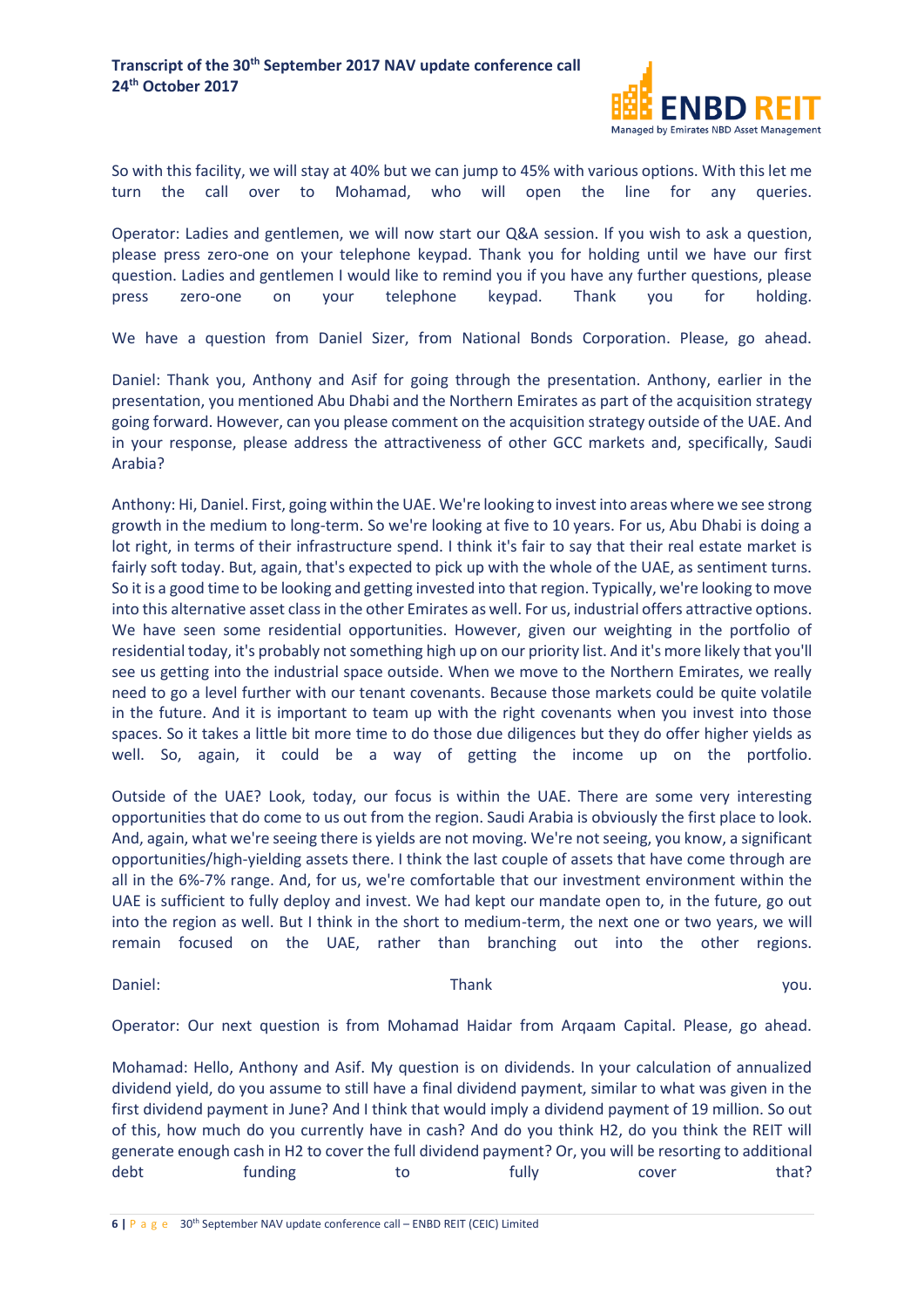So with this facility, we will stay at 40% but we can jump to 45% with various options. With this let me turn the call over to Mohamad, who will open the line for any queries.

Operator: Ladies and gentlemen, we will now start our Q&A session. If you wish to ask a question, please press zero-one on your telephone keypad. Thank you for holding until we have our first question. Ladies and gentlemen I would like to remind you if you have any further questions, please press zero-one on your telephone keypad. Thank you for holding.

We have a question from Daniel Sizer, from National Bonds Corporation. Please, go ahead.

Daniel: Thank you, Anthony and Asif for going through the presentation. Anthony, earlier in the presentation, you mentioned Abu Dhabi and the Northern Emirates as part of the acquisition strategy going forward. However, can you please comment on the acquisition strategy outside of the UAE. And in your response, please address the attractiveness of other GCC markets and, specifically, Saudi Arabia?

Anthony: Hi, Daniel. First, going within the UAE. We're looking to invest into areas where we see strong growth in the medium to long-term. So we're looking at five to 10 years. For us, Abu Dhabi is doing a lot right, in terms of their infrastructure spend. I think it's fair to say that their real estate market is fairly soft today. But, again, that's expected to pick up with the whole of the UAE, as sentiment turns. So it is a good time to be looking and getting invested into that region. Typically, we're looking to move into this alternative asset class in the other Emirates as well. For us, industrial offers attractive options. We have seen some residential opportunities. However, given our weighting in the portfolio of residential today, it's probably not something high up on our priority list. And it's more likely that you'll see us getting into the industrial space outside. When we move to the Northern Emirates, we really need to go a level further with our tenant covenants. Because those markets could be quite volatile in the future. And it is important to team up with the right covenants when you invest into those spaces. So it takes a little bit more time to do those due diligences but they do offer higher yields as well. So, again, it could be a way of getting the income up on the portfolio.

Outside of the UAE? Look, today, our focus is within the UAE. There are some very interesting opportunities that do come to us out from the region. Saudi Arabia is obviously the first place to look. And, again, what we're seeing there is yields are not moving. We're not seeing, you know, a significant opportunities/high-yielding assets there. I think the last couple of assets that have come through are all in the 6%-7% range. And, for us, we're comfortable that our investment environment within the UAE is sufficient to fully deploy and invest. We had kept our mandate open to, in the future, go out into the region as well. But I think in the short to medium-term, the next one or two years, we will remain focused on the UAE, rather than branching out into the other regions.

Daniel: Thank you.

Operator: Our next question is from Mohamad Haidar from Arqaam Capital. Please, go ahead.

Mohamad: Hello, Anthony and Asif. My question is on dividends. In your calculation of annualized dividend yield, do you assume to still have a final dividend payment, similar to what was given in the first dividend payment in June? And I think that would imply a dividend payment of 19 million. So out of this, how much do you currently have in cash? And do you think H2, do you think the REIT will generate enough cash in H2 to cover the full dividend payment? Or, you will be resorting to additional debt funding to fully cover that?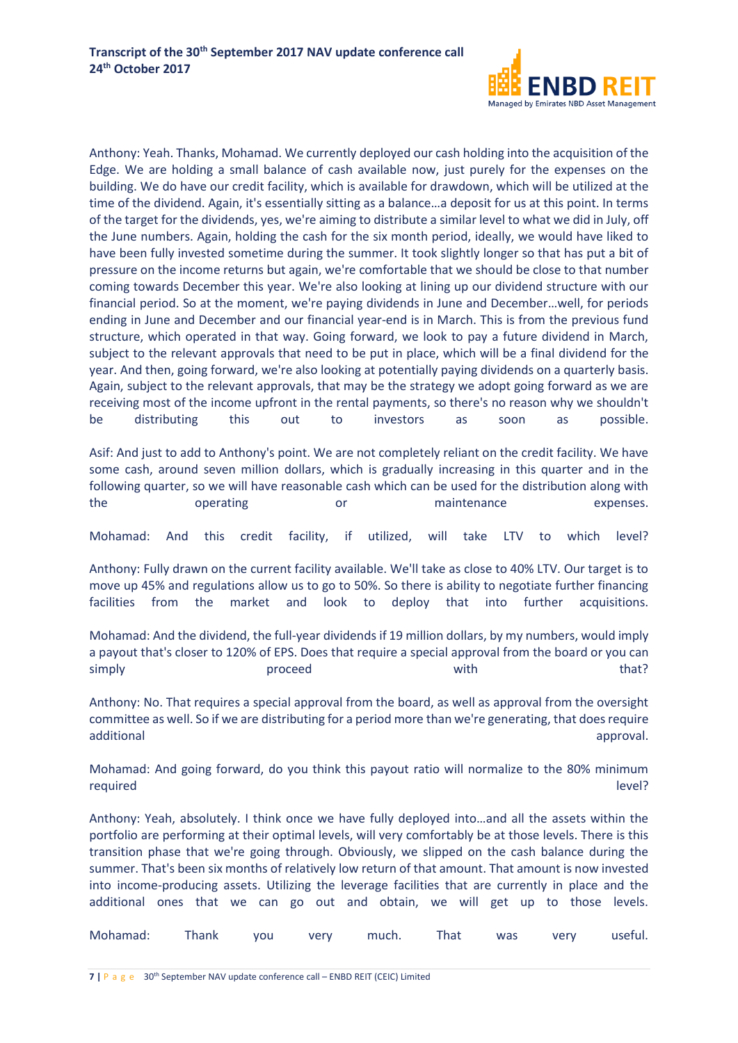Anthony: Yeah. Thanks, Mohamad. We currently deployed our cash holding into the acquisition of the Edge. We are holding a small balance of cash available now, just purely for the expenses on the building. We do have our credit facility, which is available for drawdown, which will be utilized at the time of the dividend. Again, it's essentially sitting as a balance…a deposit for us at this point. In terms of the target for the dividends, yes, we're aiming to distribute a similar level to what we did in July, off the June numbers. Again, holding the cash for the six month period, ideally, we would have liked to have been fully invested sometime during the summer. It took slightly longer so that has put a bit of pressure on the income returns but again, we're comfortable that we should be close to that number coming towards December this year. We're also looking at lining up our dividend structure with our financial period. So at the moment, we're paying dividends in June and December…well, for periods ending in June and December and our financial year-end is in March. This is from the previous fund structure, which operated in that way. Going forward, we look to pay a future dividend in March, subject to the relevant approvals that need to be put in place, which will be a final dividend for the year. And then, going forward, we're also looking at potentially paying dividends on a quarterly basis. Again, subject to the relevant approvals, that may be the strategy we adopt going forward as we are receiving most of the income upfront in the rental payments, so there's no reason why we shouldn't be distributing this out to investors as soon as possible.

Asif: And just to add to Anthony's point. We are not completely reliant on the credit facility. We have some cash, around seven million dollars, which is gradually increasing in this quarter and in the following quarter, so we will have reasonable cash which can be used for the distribution along with the operating or maintenance expenses.

Mohamad: And this credit facility, if utilized, will take LTV to which level?

Anthony: Fully drawn on the current facility available. We'll take as close to 40% LTV. Our target is to move up 45% and regulations allow us to go to 50%. So there is ability to negotiate further financing facilities from the market and look to deploy that into further acquisitions.

Mohamad: And the dividend, the full-year dividends if 19 million dollars, by my numbers, would imply a payout that's closer to 120% of EPS. Does that require a special approval from the board or you can simply proceed with that?

Anthony: No. That requires a special approval from the board, as well as approval from the oversight committee as well. So if we are distributing for a period more than we're generating, that does require additional approval.

Mohamad: And going forward, do you think this payout ratio will normalize to the 80% minimum required level?

Anthony: Yeah, absolutely. I think once we have fully deployed into…and all the assets within the portfolio are performing at their optimal levels, will very comfortably be at those levels. There is this transition phase that we're going through. Obviously, we slipped on the cash balance during the summer. That's been six months of relatively low return of that amount. That amount is now invested into income-producing assets. Utilizing the leverage facilities that are currently in place and the additional ones that we can go out and obtain, we will get up to those levels.

Mohamad: Thank you very much. That was very useful.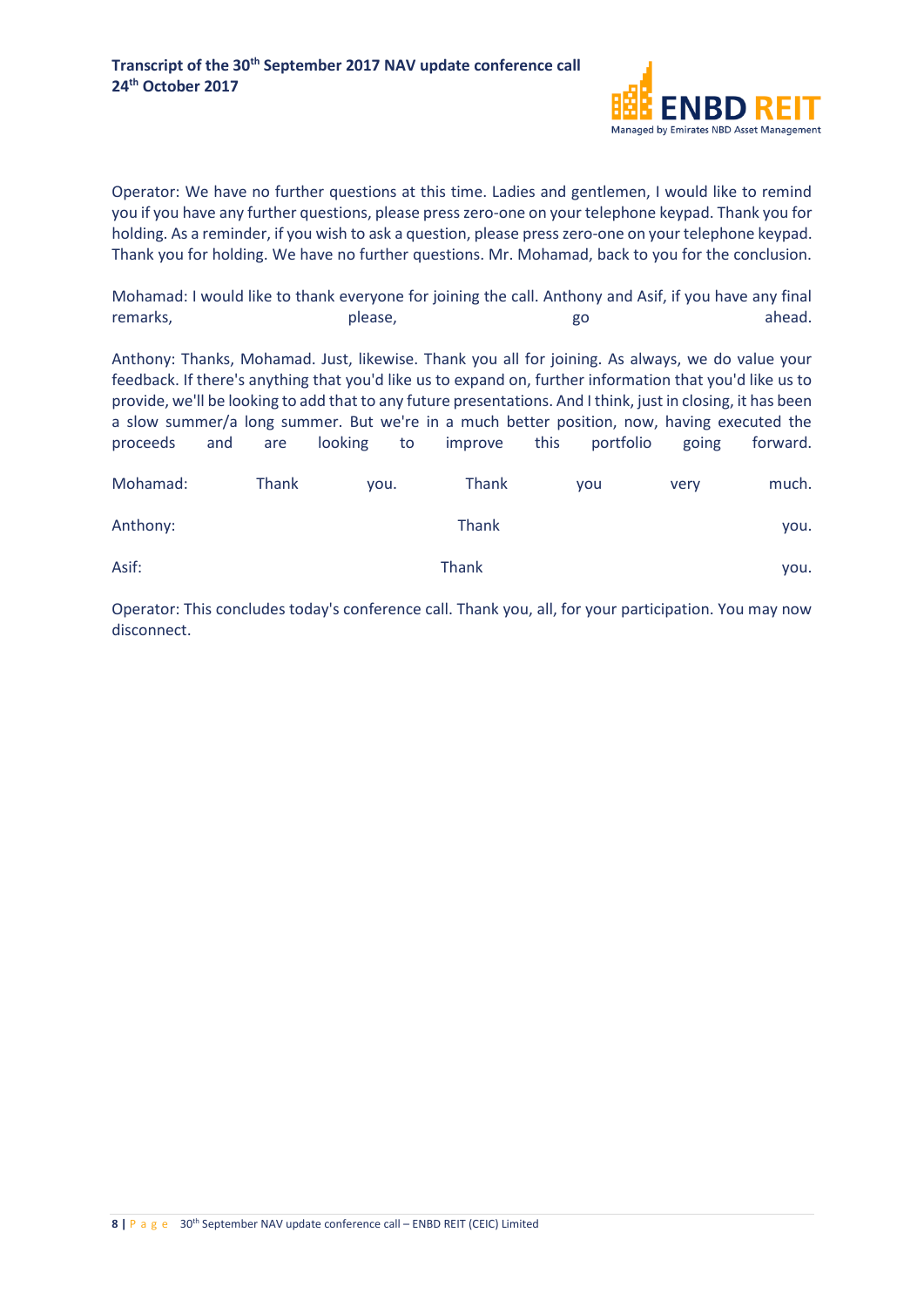Operator: We have no further questions at this time. Ladies and gentlemen, I would like to remind you if you have any further questions, please press zero-one on your telephone keypad. Thank you for holding. As a reminder, if you wish to ask a question, please press zero-one on your telephone keypad. Thank you for holding. We have no further questions. Mr. Mohamad, back to you for the conclusion.

Mohamad: I would like to thank everyone for joining the call. Anthony and Asif, if you have any final remarks, please, go ahead.

Anthony: Thanks, Mohamad. Just, likewise. Thank you all for joining. As always, we do value your feedback. If there's anything that you'd like us to expand on, further information that you'd like us to provide, we'll be looking to add that to any future presentations. And I think, just in closing, it has been a slow summer/a long summer. But we're in a much better position, now, having executed the proceeds and are looking to improve this portfolio going forward.

Mohamad: Thank you. Thank you very much.

Anthony: Thank you.

Asif: Thank you.

Operator: This concludes today's conference call. Thank you, all, for your participation. You may now disconnect.